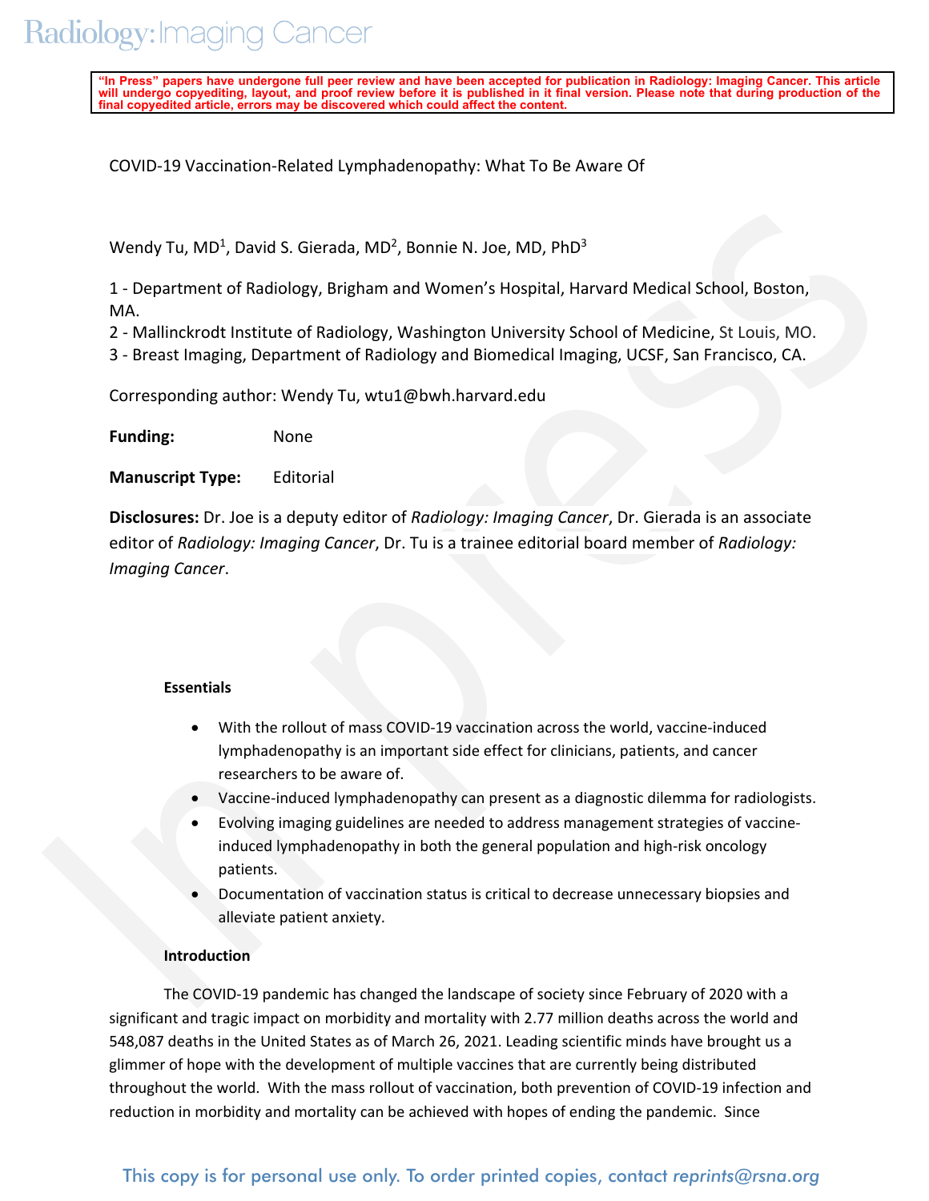"In Press" papers have undergone full peer review and have been accepted for publication in Radiology: Imaging Cancer. This article will undergo copyediting, layout, and proof review before it is published in it final version. Please note that during production of the final copyedited article, errors may be discovered which could affect the content.

# COVID-19 Vaccination-Related Lymphadenopathy: What To Be Aware Of

Wendy Tu, MD[1], David S. Gierada, MD[2], Bonnie N. Joe, MD, PhD[3]

1 - Department of Radiology, Brigham and Women's Hospital, Harvard Medical School, Boston, MA.
2 - Mallinckrodt Institute of Radiology, Washington University School of Medicine, St Louis, MO.
3 - Breast Imaging, Department of Radiology and Biomedical Imaging, UCSF, San Francisco, CA.

Corresponding author: Wendy Tu, wtu1@bwh.harvard.edu

**Funding:** None

**Manuscript Type:** Editorial

**Disclosures:** Dr. Joe is a deputy editor of *Radiology: Imaging Cancer*, Dr. Gierada is an associate editor of *Radiology: Imaging Cancer*, Dr. Tu is a trainee editorial board member of *Radiology: Imaging Cancer*.

## Essentials

- With the rollout of mass COVID-19 vaccination across the world, vaccine-induced lymphadenopathy is an important side effect for clinicians, patients, and cancer researchers to be aware of.
- Vaccine-induced lymphadenopathy can present as a diagnostic dilemma for radiologists.
- Evolving imaging guidelines are needed to address management strategies of vaccine-induced lymphadenopathy in both the general population and high-risk oncology patients.
- Documentation of vaccination status is critical to decrease unnecessary biopsies and alleviate patient anxiety.

## Introduction

The COVID-19 pandemic has changed the landscape of society since February of 2020 with a significant and tragic impact on morbidity and mortality with 2.77 million deaths across the world and 548,087 deaths in the United States as of March 26, 2021. Leading scientific minds have brought us a glimmer of hope with the development of multiple vaccines that are currently being distributed throughout the world. With the mass rollout of vaccination, both prevention of COVID-19 infection and reduction in morbidity and mortality can be achieved with hopes of ending the pandemic. Since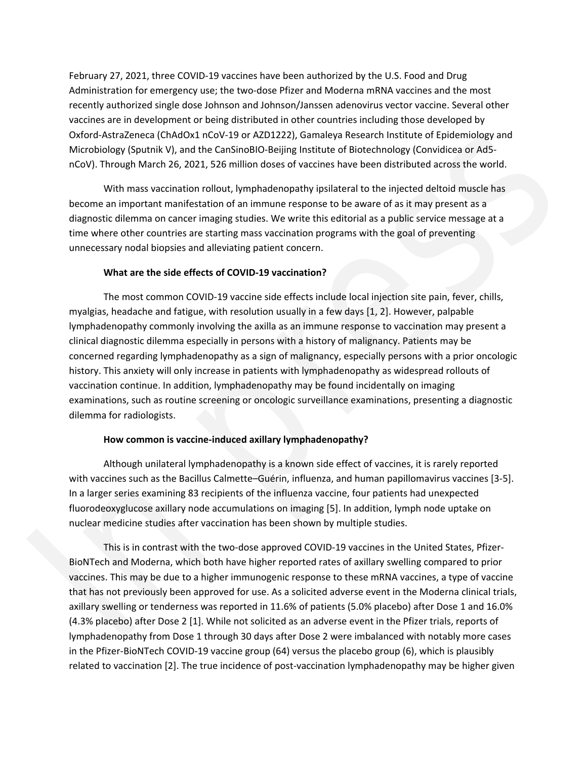February 27, 2021, three COVID-19 vaccines have been authorized by the U.S. Food and Drug Administration for emergency use; the two-dose Pfizer and Moderna mRNA vaccines and the most recently authorized single dose Johnson and Johnson/Janssen adenovirus vector vaccine. Several other vaccines are in development or being distributed in other countries including those developed by Oxford-AstraZeneca (ChAdOx1 nCoV-19 or AZD1222), Gamaleya Research Institute of Epidemiology and Microbiology (Sputnik V), and the CanSinoBIO-Beijing Institute of Biotechnology (Convidicea or Ad5-nCoV). Through March 26, 2021, 526 million doses of vaccines have been distributed across the world.

With mass vaccination rollout, lymphadenopathy ipsilateral to the injected deltoid muscle has become an important manifestation of an immune response to be aware of as it may present as a diagnostic dilemma on cancer imaging studies. We write this editorial as a public service message at a time where other countries are starting mass vaccination programs with the goal of preventing unnecessary nodal biopsies and alleviating patient concern.

**What are the side effects of COVID-19 vaccination?**

The most common COVID-19 vaccine side effects include local injection site pain, fever, chills, myalgias, headache and fatigue, with resolution usually in a few days [1, 2]. However, palpable lymphadenopathy commonly involving the axilla as an immune response to vaccination may present a clinical diagnostic dilemma especially in persons with a history of malignancy. Patients may be concerned regarding lymphadenopathy as a sign of malignancy, especially persons with a prior oncologic history. This anxiety will only increase in patients with lymphadenopathy as widespread rollouts of vaccination continue. In addition, lymphadenopathy may be found incidentally on imaging examinations, such as routine screening or oncologic surveillance examinations, presenting a diagnostic dilemma for radiologists.

**How common is vaccine-induced axillary lymphadenopathy?**

Although unilateral lymphadenopathy is a known side effect of vaccines, it is rarely reported with vaccines such as the Bacillus Calmette–Guérin, influenza, and human papillomavirus vaccines [3-5]. In a larger series examining 83 recipients of the influenza vaccine, four patients had unexpected fluorodeoxyglucose axillary node accumulations on imaging [5]. In addition, lymph node uptake on nuclear medicine studies after vaccination has been shown by multiple studies.

This is in contrast with the two-dose approved COVID-19 vaccines in the United States, Pfizer-BioNTech and Moderna, which both have higher reported rates of axillary swelling compared to prior vaccines. This may be due to a higher immunogenic response to these mRNA vaccines, a type of vaccine that has not previously been approved for use. As a solicited adverse event in the Moderna clinical trials, axillary swelling or tenderness was reported in 11.6% of patients (5.0% placebo) after Dose 1 and 16.0% (4.3% placebo) after Dose 2 [1]. While not solicited as an adverse event in the Pfizer trials, reports of lymphadenopathy from Dose 1 through 30 days after Dose 2 were imbalanced with notably more cases in the Pfizer-BioNTech COVID-19 vaccine group (64) versus the placebo group (6), which is plausibly related to vaccination [2]. The true incidence of post-vaccination lymphadenopathy may be higher given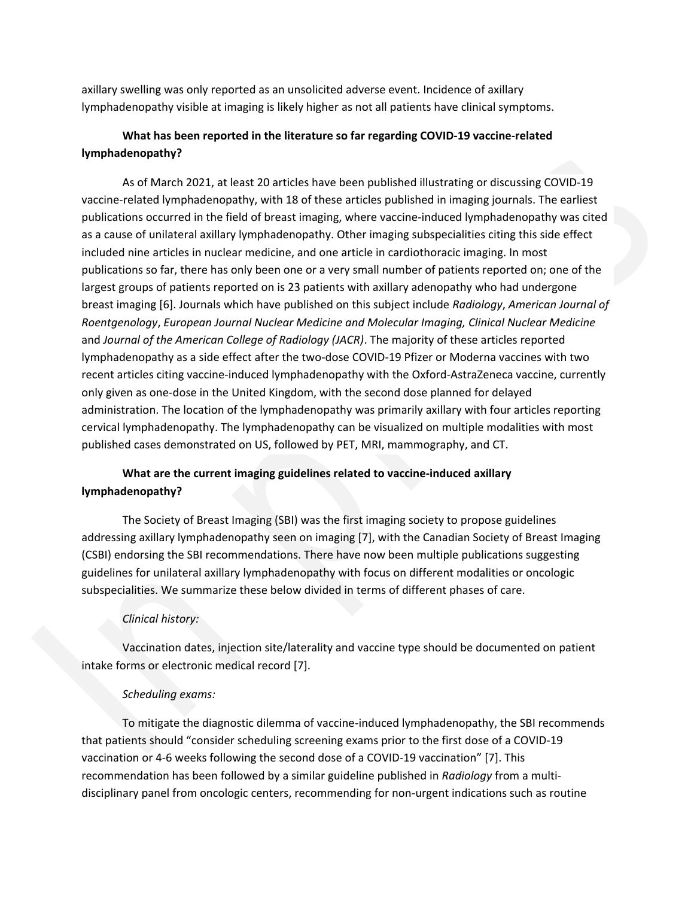axillary swelling was only reported as an unsolicited adverse event. Incidence of axillary lymphadenopathy visible at imaging is likely higher as not all patients have clinical symptoms.

**What has been reported in the literature so far regarding COVID-19 vaccine-related lymphadenopathy?**

As of March 2021, at least 20 articles have been published illustrating or discussing COVID-19 vaccine-related lymphadenopathy, with 18 of these articles published in imaging journals. The earliest publications occurred in the field of breast imaging, where vaccine-induced lymphadenopathy was cited as a cause of unilateral axillary lymphadenopathy. Other imaging subspecialities citing this side effect included nine articles in nuclear medicine, and one article in cardiothoracic imaging. In most publications so far, there has only been one or a very small number of patients reported on; one of the largest groups of patients reported on is 23 patients with axillary adenopathy who had undergone breast imaging [6]. Journals which have published on this subject include *Radiology*, *American Journal of Roentgenology*, *European Journal Nuclear Medicine and Molecular Imaging, Clinical Nuclear Medicine* and *Journal of the American College of Radiology (JACR)*. The majority of these articles reported lymphadenopathy as a side effect after the two-dose COVID-19 Pfizer or Moderna vaccines with two recent articles citing vaccine-induced lymphadenopathy with the Oxford-AstraZeneca vaccine, currently only given as one-dose in the United Kingdom, with the second dose planned for delayed administration. The location of the lymphadenopathy was primarily axillary with four articles reporting cervical lymphadenopathy. The lymphadenopathy can be visualized on multiple modalities with most published cases demonstrated on US, followed by PET, MRI, mammography, and CT.

**What are the current imaging guidelines related to vaccine-induced axillary lymphadenopathy?**

The Society of Breast Imaging (SBI) was the first imaging society to propose guidelines addressing axillary lymphadenopathy seen on imaging [7], with the Canadian Society of Breast Imaging (CSBI) endorsing the SBI recommendations. There have now been multiple publications suggesting guidelines for unilateral axillary lymphadenopathy with focus on different modalities or oncologic subspecialities. We summarize these below divided in terms of different phases of care.

*Clinical history:*

Vaccination dates, injection site/laterality and vaccine type should be documented on patient intake forms or electronic medical record [7].

*Scheduling exams:*

To mitigate the diagnostic dilemma of vaccine-induced lymphadenopathy, the SBI recommends that patients should "consider scheduling screening exams prior to the first dose of a COVID-19 vaccination or 4-6 weeks following the second dose of a COVID-19 vaccination" [7]. This recommendation has been followed by a similar guideline published in *Radiology* from a multi-disciplinary panel from oncologic centers, recommending for non-urgent indications such as routine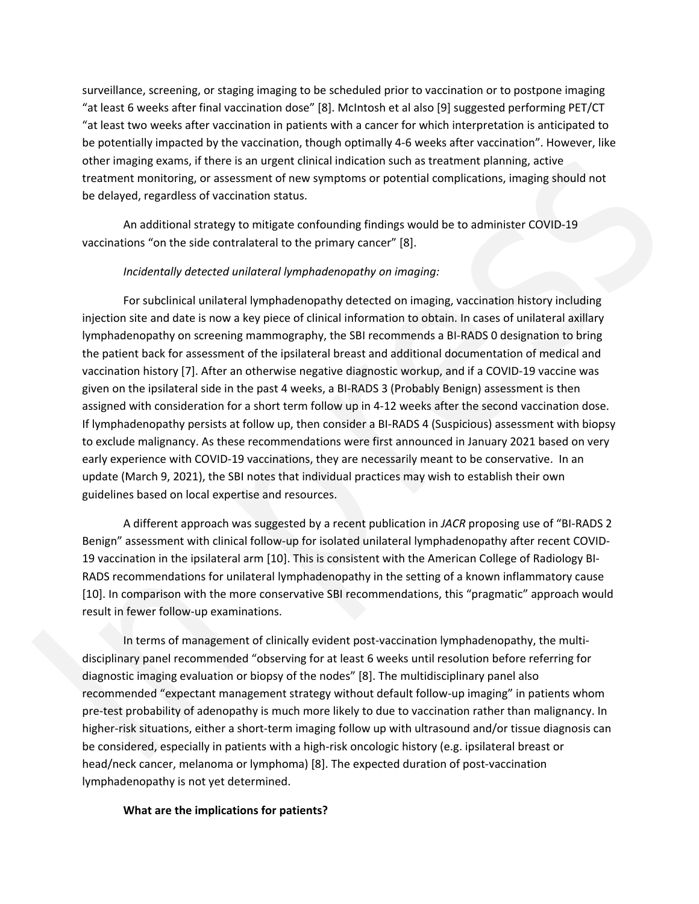surveillance, screening, or staging imaging to be scheduled prior to vaccination or to postpone imaging "at least 6 weeks after final vaccination dose" [8]. McIntosh et al also [9] suggested performing PET/CT "at least two weeks after vaccination in patients with a cancer for which interpretation is anticipated to be potentially impacted by the vaccination, though optimally 4-6 weeks after vaccination". However, like other imaging exams, if there is an urgent clinical indication such as treatment planning, active treatment monitoring, or assessment of new symptoms or potential complications, imaging should not be delayed, regardless of vaccination status.

An additional strategy to mitigate confounding findings would be to administer COVID-19 vaccinations "on the side contralateral to the primary cancer" [8].

*Incidentally detected unilateral lymphadenopathy on imaging:*

For subclinical unilateral lymphadenopathy detected on imaging, vaccination history including injection site and date is now a key piece of clinical information to obtain. In cases of unilateral axillary lymphadenopathy on screening mammography, the SBI recommends a BI-RADS 0 designation to bring the patient back for assessment of the ipsilateral breast and additional documentation of medical and vaccination history [7]. After an otherwise negative diagnostic workup, and if a COVID-19 vaccine was given on the ipsilateral side in the past 4 weeks, a BI-RADS 3 (Probably Benign) assessment is then assigned with consideration for a short term follow up in 4-12 weeks after the second vaccination dose. If lymphadenopathy persists at follow up, then consider a BI-RADS 4 (Suspicious) assessment with biopsy to exclude malignancy. As these recommendations were first announced in January 2021 based on very early experience with COVID-19 vaccinations, they are necessarily meant to be conservative. In an update (March 9, 2021), the SBI notes that individual practices may wish to establish their own guidelines based on local expertise and resources.

A different approach was suggested by a recent publication in *JACR* proposing use of "BI-RADS 2 Benign" assessment with clinical follow-up for isolated unilateral lymphadenopathy after recent COVID-19 vaccination in the ipsilateral arm [10]. This is consistent with the American College of Radiology BI-RADS recommendations for unilateral lymphadenopathy in the setting of a known inflammatory cause [10]. In comparison with the more conservative SBI recommendations, this "pragmatic" approach would result in fewer follow-up examinations.

In terms of management of clinically evident post-vaccination lymphadenopathy, the multi-disciplinary panel recommended "observing for at least 6 weeks until resolution before referring for diagnostic imaging evaluation or biopsy of the nodes" [8]. The multidisciplinary panel also recommended "expectant management strategy without default follow-up imaging" in patients whom pre-test probability of adenopathy is much more likely to due to vaccination rather than malignancy. In higher-risk situations, either a short-term imaging follow up with ultrasound and/or tissue diagnosis can be considered, especially in patients with a high-risk oncologic history (e.g. ipsilateral breast or head/neck cancer, melanoma or lymphoma) [8]. The expected duration of post-vaccination lymphadenopathy is not yet determined.

**What are the implications for patients?**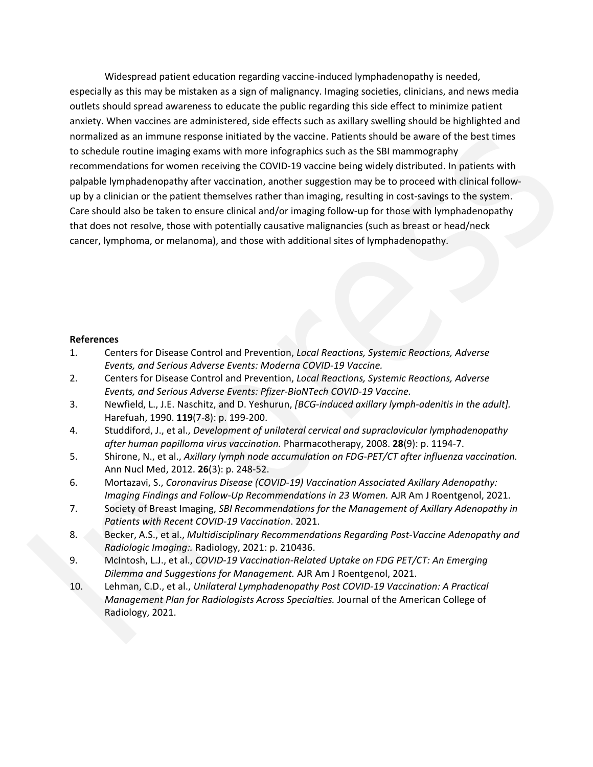Widespread patient education regarding vaccine-induced lymphadenopathy is needed, especially as this may be mistaken as a sign of malignancy. Imaging societies, clinicians, and news media outlets should spread awareness to educate the public regarding this side effect to minimize patient anxiety. When vaccines are administered, side effects such as axillary swelling should be highlighted and normalized as an immune response initiated by the vaccine. Patients should be aware of the best times to schedule routine imaging exams with more infographics such as the SBI mammography recommendations for women receiving the COVID-19 vaccine being widely distributed. In patients with palpable lymphadenopathy after vaccination, another suggestion may be to proceed with clinical follow-up by a clinician or the patient themselves rather than imaging, resulting in cost-savings to the system. Care should also be taken to ensure clinical and/or imaging follow-up for those with lymphadenopathy that does not resolve, those with potentially causative malignancies (such as breast or head/neck cancer, lymphoma, or melanoma), and those with additional sites of lymphadenopathy.

**References**

1. Centers for Disease Control and Prevention, *Local Reactions, Systemic Reactions, Adverse Events, and Serious Adverse Events: Moderna COVID-19 Vaccine.*
2. Centers for Disease Control and Prevention, *Local Reactions, Systemic Reactions, Adverse Events, and Serious Adverse Events: Pfizer-BioNTech COVID-19 Vaccine.*
3. Newfield, L., J.E. Naschitz, and D. Yeshurun, *[BCG-induced axillary lymph-adenitis in the adult].* Harefuah, 1990. **119**(7-8): p. 199-200.
4. Studdiford, J., et al., *Development of unilateral cervical and supraclavicular lymphadenopathy after human papilloma virus vaccination.* Pharmacotherapy, 2008. **28**(9): p. 1194-7.
5. Shirone, N., et al., *Axillary lymph node accumulation on FDG-PET/CT after influenza vaccination.* Ann Nucl Med, 2012. **26**(3): p. 248-52.
6. Mortazavi, S., *Coronavirus Disease (COVID-19) Vaccination Associated Axillary Adenopathy: Imaging Findings and Follow-Up Recommendations in 23 Women.* AJR Am J Roentgenol, 2021.
7. Society of Breast Imaging, *SBI Recommendations for the Management of Axillary Adenopathy in Patients with Recent COVID-19 Vaccination*. 2021.
8. Becker, A.S., et al., *Multidisciplinary Recommendations Regarding Post-Vaccine Adenopathy and Radiologic Imaging:.* Radiology, 2021: p. 210436.
9. McIntosh, L.J., et al., *COVID-19 Vaccination-Related Uptake on FDG PET/CT: An Emerging Dilemma and Suggestions for Management.* AJR Am J Roentgenol, 2021.
10. Lehman, C.D., et al., *Unilateral Lymphadenopathy Post COVID-19 Vaccination: A Practical Management Plan for Radiologists Across Specialties.* Journal of the American College of Radiology, 2021.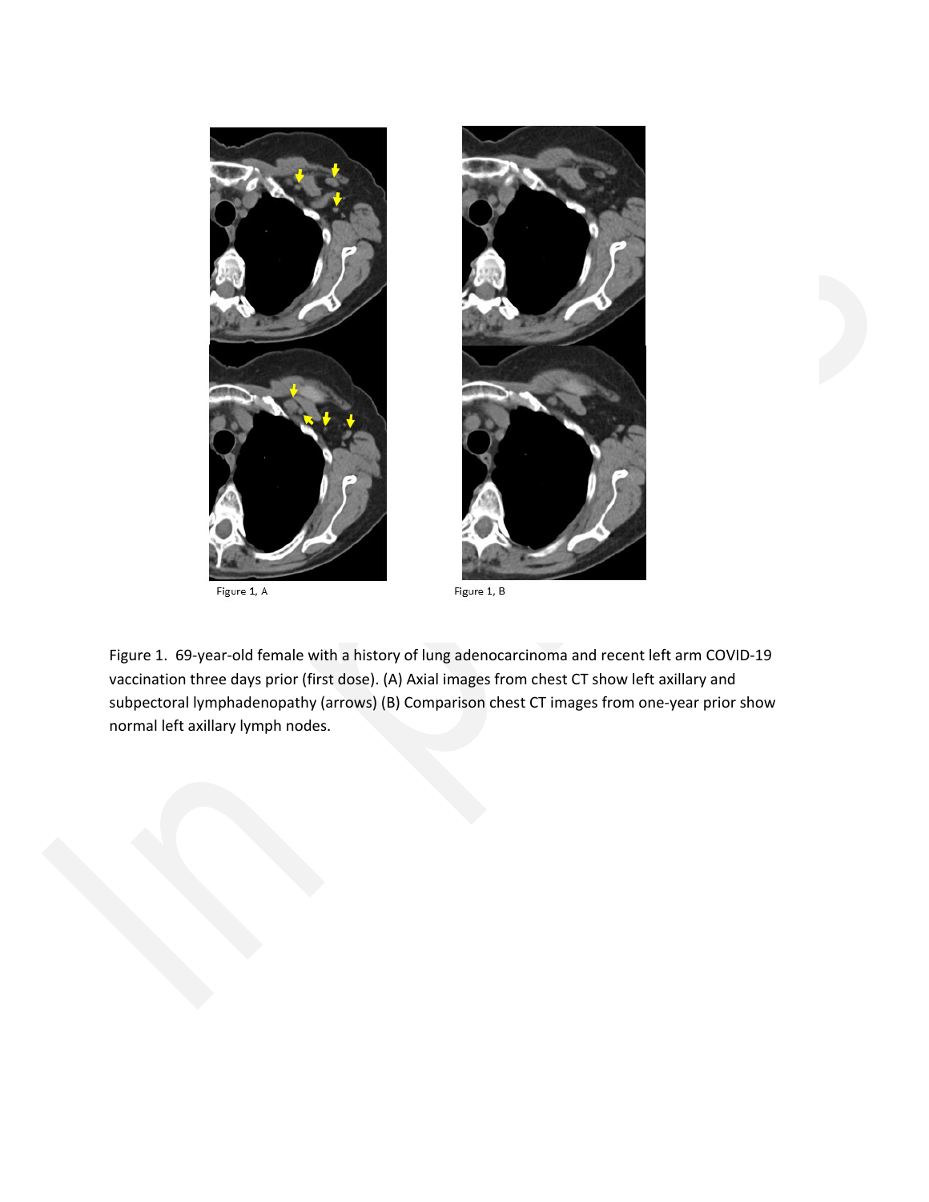Figure 1, A

Figure 1, B

Figure 1. 69-year-old female with a history of lung adenocarcinoma and recent left arm COVID-19 vaccination three days prior (first dose). (A) Axial images from chest CT show left axillary and subpectoral lymphadenopathy (arrows) (B) Comparison chest CT images from one-year prior show normal left axillary lymph nodes.